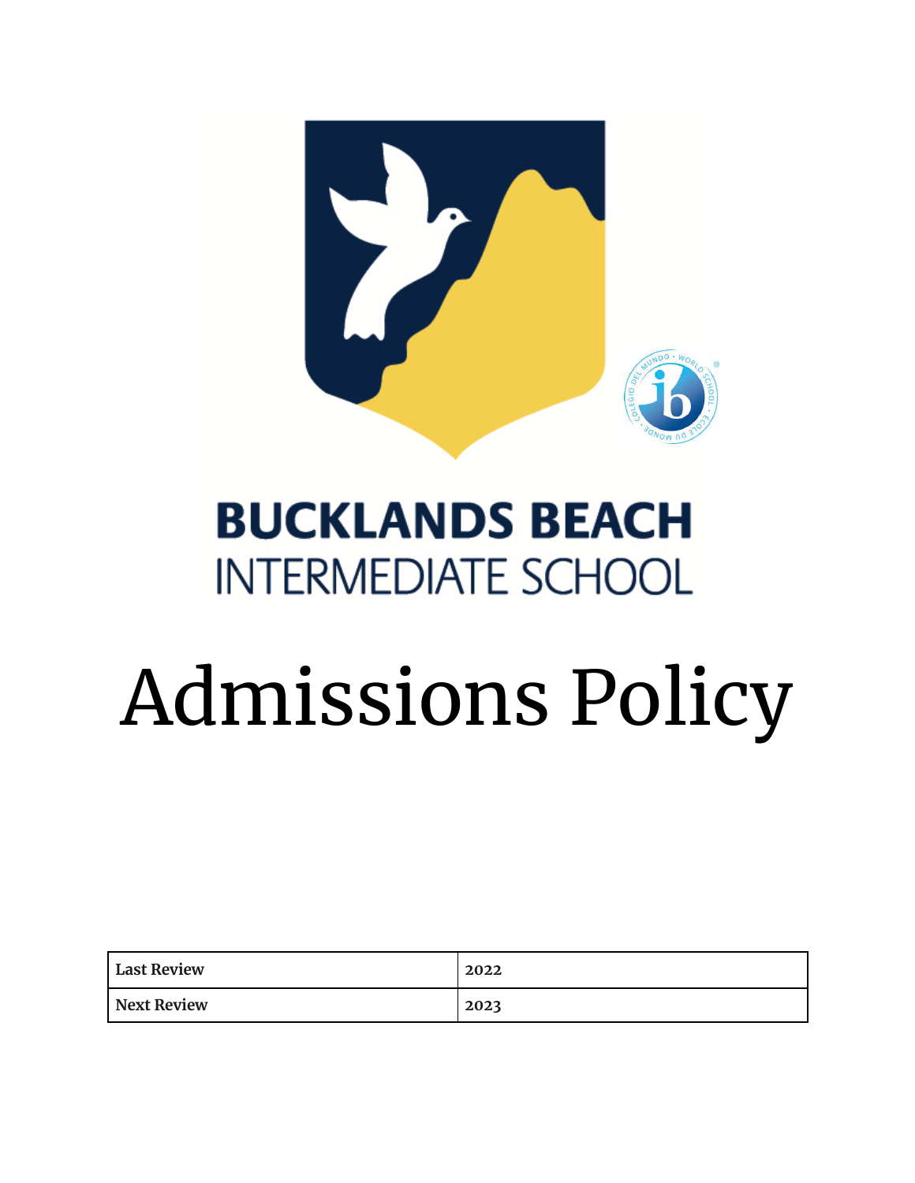# BUCKLANDS BEACH INTERMEDIATE SCHOOL

# Admissions Policy

| Last Review | 2022 |
|---|---|
| Next Review | 2023 |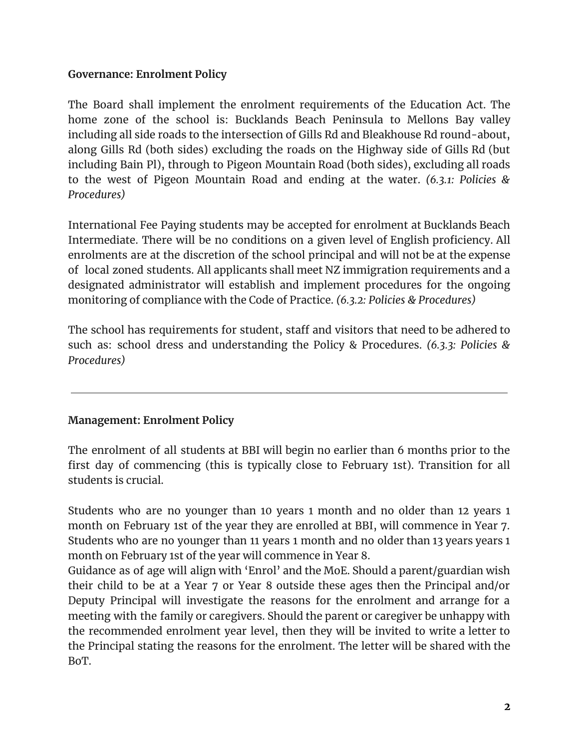**Governance: Enrolment Policy**

The Board shall implement the enrolment requirements of the Education Act. The home zone of the school is: Bucklands Beach Peninsula to Mellons Bay valley including all side roads to the intersection of Gills Rd and Bleakhouse Rd round-about, along Gills Rd (both sides) excluding the roads on the Highway side of Gills Rd (but including Bain Pl), through to Pigeon Mountain Road (both sides), excluding all roads to the west of Pigeon Mountain Road and ending at the water. *(6.3.1: Policies & Procedures)*

International Fee Paying students may be accepted for enrolment at Bucklands Beach Intermediate. There will be no conditions on a given level of English proficiency. All enrolments are at the discretion of the school principal and will not be at the expense of local zoned students. All applicants shall meet NZ immigration requirements and a designated administrator will establish and implement procedures for the ongoing monitoring of compliance with the Code of Practice. *(6.3.2: Policies & Procedures)*

The school has requirements for student, staff and visitors that need to be adhered to such as: school dress and understanding the Policy & Procedures. *(6.3.3: Policies & Procedures)*

---

**Management: Enrolment Policy**

The enrolment of all students at BBI will begin no earlier than 6 months prior to the first day of commencing (this is typically close to February 1st). Transition for all students is crucial.

Students who are no younger than 10 years 1 month and no older than 12 years 1 month on February 1st of the year they are enrolled at BBI, will commence in Year 7. Students who are no younger than 11 years 1 month and no older than 13 years years 1 month on February 1st of the year will commence in Year 8.
Guidance as of age will align with 'Enrol' and the MoE. Should a parent/guardian wish their child to be at a Year 7 or Year 8 outside these ages then the Principal and/or Deputy Principal will investigate the reasons for the enrolment and arrange for a meeting with the family or caregivers. Should the parent or caregiver be unhappy with the recommended enrolment year level, then they will be invited to write a letter to the Principal stating the reasons for the enrolment. The letter will be shared with the BoT.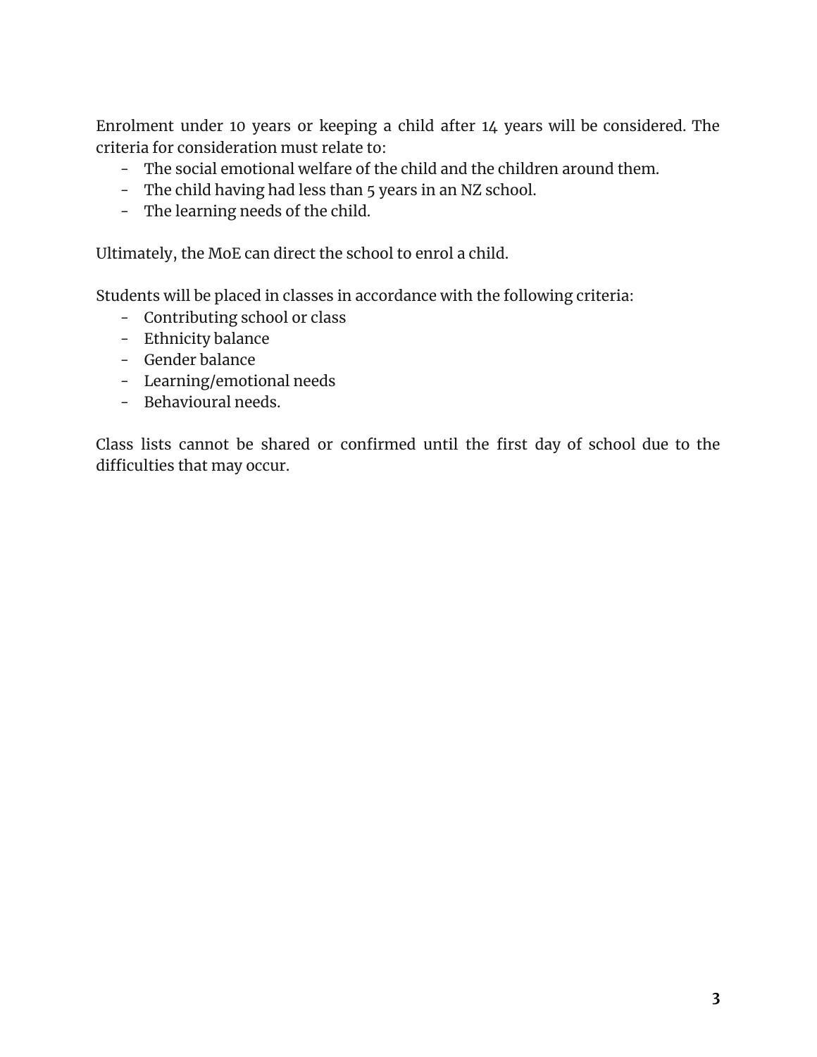Enrolment under 10 years or keeping a child after 14 years will be considered. The criteria for consideration must relate to:

- The social emotional welfare of the child and the children around them.
- The child having had less than 5 years in an NZ school.
- The learning needs of the child.

Ultimately, the MoE can direct the school to enrol a child.

Students will be placed in classes in accordance with the following criteria:

- Contributing school or class
- Ethnicity balance
- Gender balance
- Learning/emotional needs
- Behavioural needs.

Class lists cannot be shared or confirmed until the first day of school due to the difficulties that may occur.